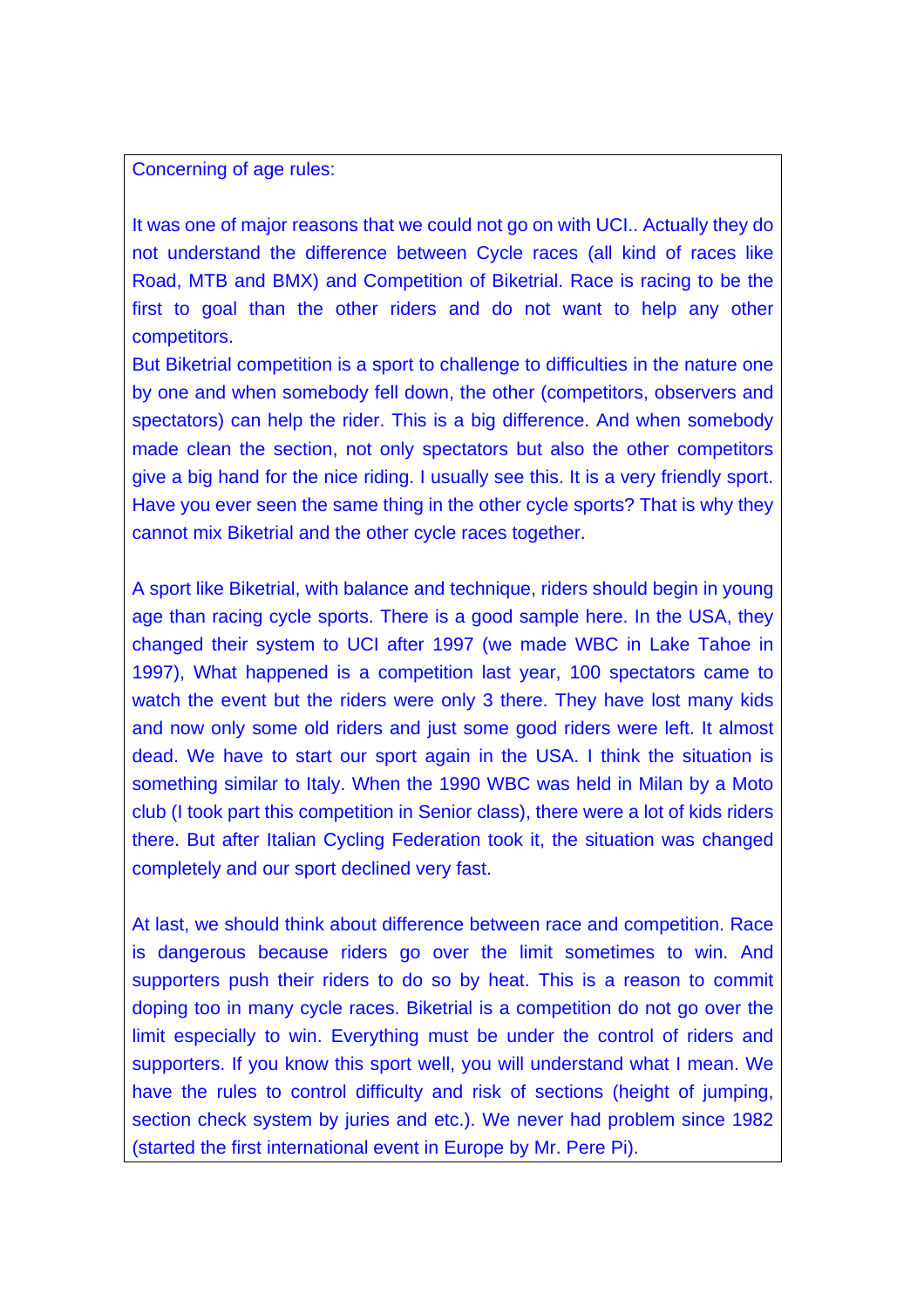Concerning of age rules:

It was one of major reasons that we could not go on with UCI.. Actually they do not understand the difference between Cycle races (all kind of races like Road, MTB and BMX) and Competition of Biketrial. Race is racing to be the first to goal than the other riders and do not want to help any other competitors.
But Biketrial competition is a sport to challenge to difficulties in the nature one by one and when somebody fell down, the other (competitors, observers and spectators) can help the rider. This is a big difference. And when somebody made clean the section, not only spectators but also the other competitors give a big hand for the nice riding. I usually see this. It is a very friendly sport. Have you ever seen the same thing in the other cycle sports? That is why they cannot mix Biketrial and the other cycle races together.

A sport like Biketrial, with balance and technique, riders should begin in young age than racing cycle sports. There is a good sample here. In the USA, they changed their system to UCI after 1997 (we made WBC in Lake Tahoe in 1997), What happened is a competition last year, 100 spectators came to watch the event but the riders were only 3 there. They have lost many kids and now only some old riders and just some good riders were left. It almost dead. We have to start our sport again in the USA. I think the situation is something similar to Italy. When the 1990 WBC was held in Milan by a Moto club (I took part this competition in Senior class), there were a lot of kids riders there. But after Italian Cycling Federation took it, the situation was changed completely and our sport declined very fast.

At last, we should think about difference between race and competition. Race is dangerous because riders go over the limit sometimes to win. And supporters push their riders to do so by heat. This is a reason to commit doping too in many cycle races. Biketrial is a competition do not go over the limit especially to win. Everything must be under the control of riders and supporters. If you know this sport well, you will understand what I mean. We have the rules to control difficulty and risk of sections (height of jumping, section check system by juries and etc.). We never had problem since 1982 (started the first international event in Europe by Mr. Pere Pi).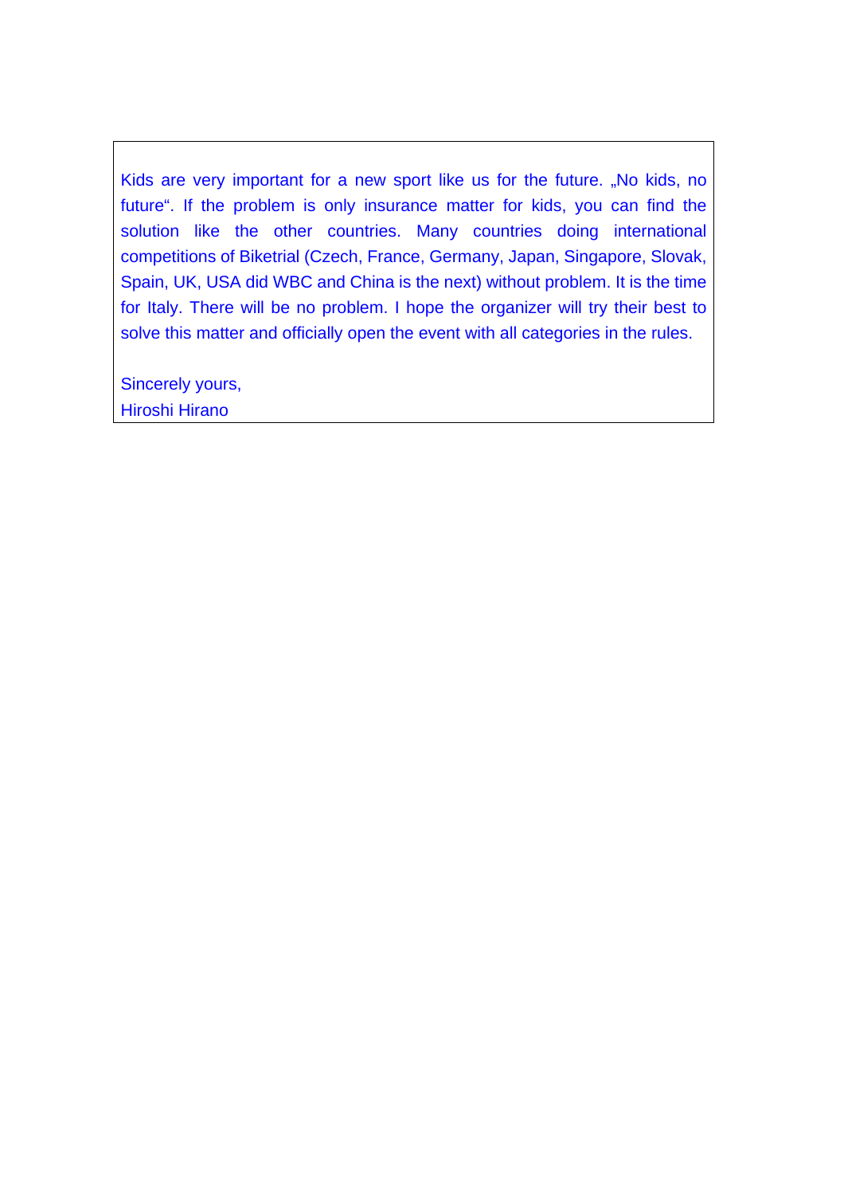Kids are very important for a new sport like us for the future. „No kids, no future“. If the problem is only insurance matter for kids, you can find the solution like the other countries. Many countries doing international competitions of Biketrial (Czech, France, Germany, Japan, Singapore, Slovak, Spain, UK, USA did WBC and China is the next) without problem. It is the time for Italy. There will be no problem. I hope the organizer will try their best to solve this matter and officially open the event with all categories in the rules.

Sincerely yours,  
Hiroshi Hirano